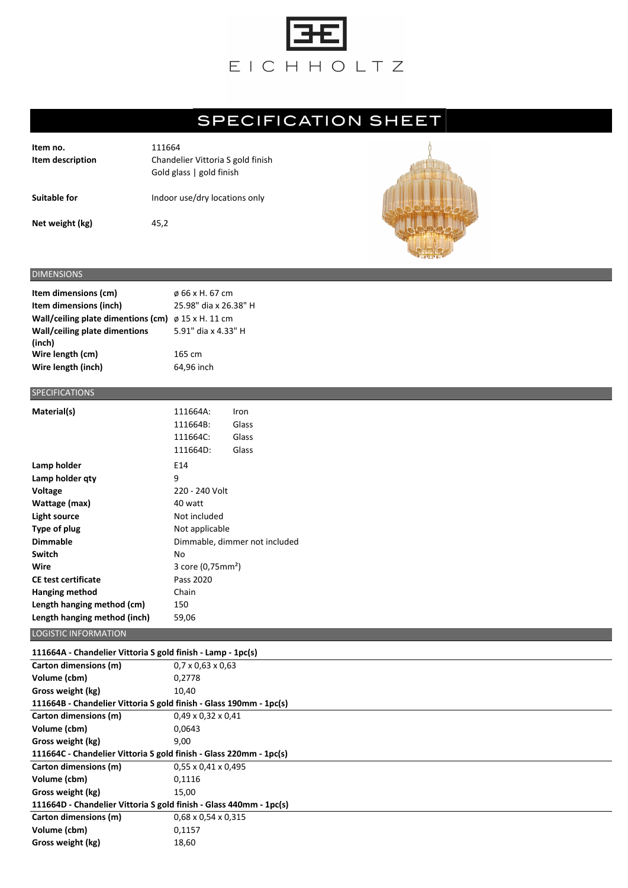# EICHHOLTZ

## SPECIFICATION SHEET

| | |
|---|---|
| **Item no.** | 111664 |
| **Item description** | Chandelier Vittoria S gold finish<br>Gold glass \| gold finish |
| **Suitable for** | Indoor use/dry locations only |
| **Net weight (kg)** | 45,2 |

### DIMENSIONS

| | |
|---|---|
| **Item dimensions (cm)** | ø 66 x H. 67 cm |
| **Item dimensions (inch)** | 25.98" dia x 26.38" H |
| **Wall/ceiling plate dimentions (cm)** | ø 15 x H. 11 cm |
| **Wall/ceiling plate dimentions (inch)** | 5.91" dia x 4.33" H |
| **Wire length (cm)** | 165 cm |
| **Wire length (inch)** | 64,96 inch |

### SPECIFICATIONS

| | | |
|---|---|---|
| **Material(s)** | 111664A: | Iron |
| | 111664B: | Glass |
| | 111664C: | Glass |
| | 111664D: | Glass |
| **Lamp holder** | E14 | |
| **Lamp holder qty** | 9 | |
| **Voltage** | 220 - 240 Volt | |
| **Wattage (max)** | 40 watt | |
| **Light source** | Not included | |
| **Type of plug** | Not applicable | |
| **Dimmable** | Dimmable, dimmer not included | |
| **Switch** | No | |
| **Wire** | 3 core (0,75mm²) | |
| **CE test certificate** | Pass 2020 | |
| **Hanging method** | Chain | |
| **Length hanging method (cm)** | 150 | |
| **Length hanging method (inch)** | 59,06 | |

### LOGISTIC INFORMATION

**111664A - Chandelier Vittoria S gold finish - Lamp - 1pc(s)**

| | |
|---|---|
| **Carton dimensions (m)** | 0,7 x 0,63 x 0,63 |
| **Volume (cbm)** | 0,2778 |
| **Gross weight (kg)** | 10,40 |

**111664B - Chandelier Vittoria S gold finish - Glass 190mm - 1pc(s)**

| | |
|---|---|
| **Carton dimensions (m)** | 0,49 x 0,32 x 0,41 |
| **Volume (cbm)** | 0,0643 |
| **Gross weight (kg)** | 9,00 |

**111664C - Chandelier Vittoria S gold finish - Glass 220mm - 1pc(s)**

| | |
|---|---|
| **Carton dimensions (m)** | 0,55 x 0,41 x 0,495 |
| **Volume (cbm)** | 0,1116 |
| **Gross weight (kg)** | 15,00 |

**111664D - Chandelier Vittoria S gold finish - Glass 440mm - 1pc(s)**

| | |
|---|---|
| **Carton dimensions (m)** | 0,68 x 0,54 x 0,315 |
| **Volume (cbm)** | 0,1157 |
| **Gross weight (kg)** | 18,60 |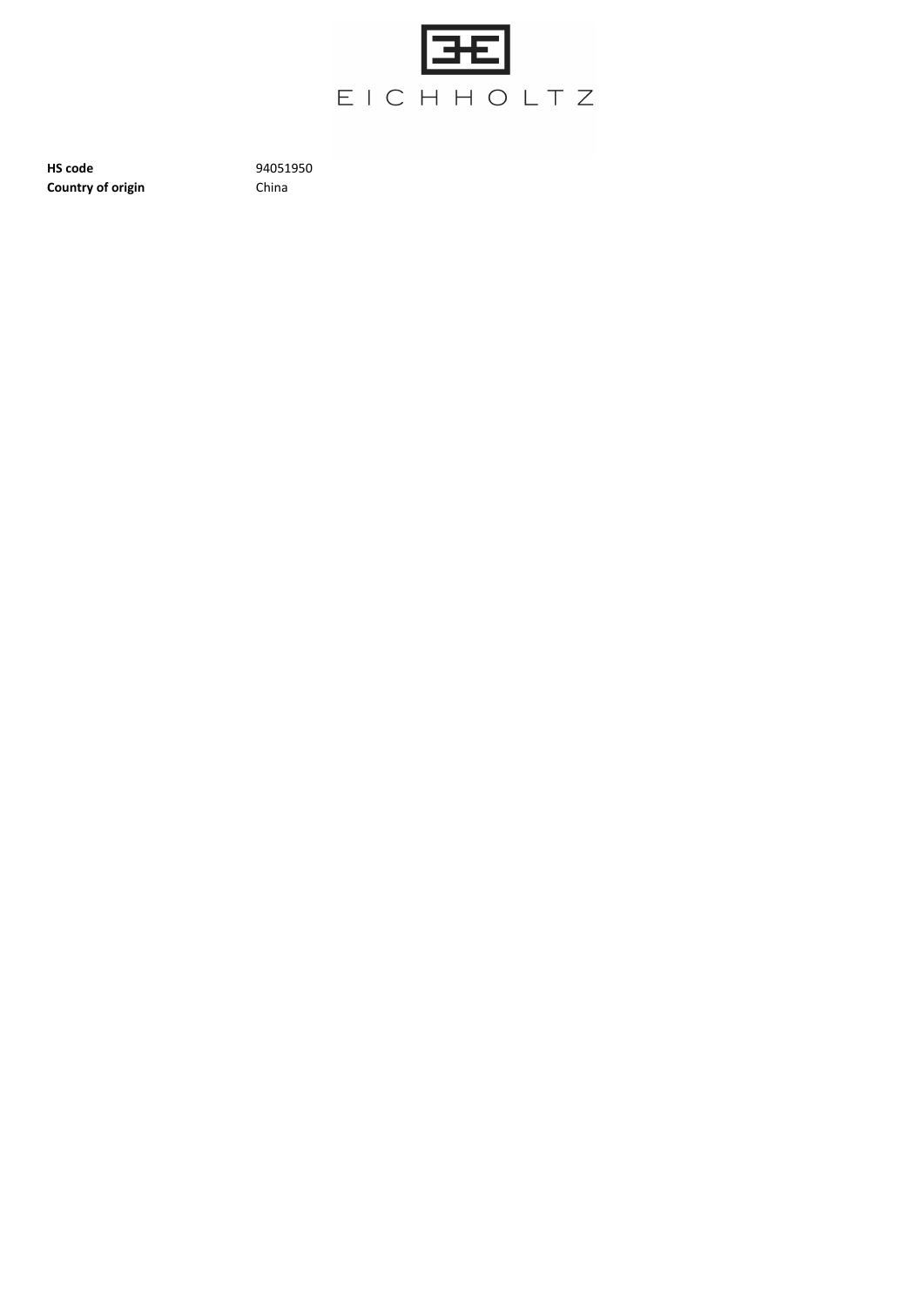EICHHOLTZ

| | |
|---|---|
| **HS code** | 94051950 |
| **Country of origin** | China |